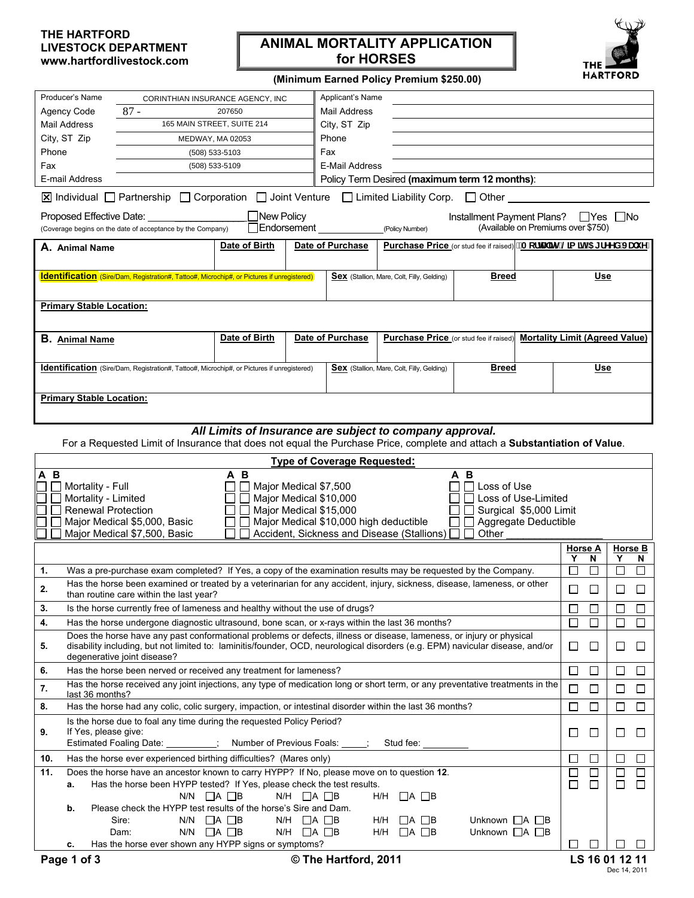**THE HARTFORD**
**LIVESTOCK DEPARTMENT**
**www.hartfordlivestock.com**

# ANIMAL MORTALITY APPLICATION for HORSES

**(Minimum Earned Policy Premium $250.00)**

| | | | |
|---|---|---|---|
| Producer's Name | CORINTHIAN INSURANCE AGENCY, INC | Applicant's Name | |
| Agency Code | 87 - 207650 | Mail Address | |
| Mail Address | 165 MAIN STREET, SUITE 214 | City, ST Zip | |
| City, ST Zip | MEDWAY, MA 02053 | Phone | |
| Phone | (508) 533-5103 | Fax | |
| Fax | (508) 533-5109 | E-Mail Address | |
| E-mail Address | | Policy Term Desired **(maximum term 12 months)**: | |

☒ Individual ☐ Partnership ☐ Corporation ☐ Joint Venture ☐ Limited Liability Corp. ☐ Other ____________

Proposed Effective Date: ______________ ☐New Policy ☐Endorsement ____________ (Policy Number)
(Coverage begins on the date of acceptance by the Company)

Installment Payment Plans? ☐Yes ☐No (Available on Premiums over $750)

| **A.** Animal Name | **Date of Birth** | **Date of Purchase** | **Purchase Price** (or stud fee if raised) | **Mortality Limit (Agreed Value)** |
|---|---|---|---|---|
| | | | | |

| **Identification** (Sire/Dam, Registration#, Tattoo#, Microchip#, or Pictures if unregistered) | **Sex** (Stallion, Mare, Colt, Filly, Gelding) | **Breed** | **Use** |
|---|---|---|---|
| | | | |

**Primary Stable Location:**

| **B.** Animal Name | **Date of Birth** | **Date of Purchase** | **Purchase Price** (or stud fee if raised) | **Mortality Limit (Agreed Value)** |
|---|---|---|---|---|
| | | | | |

| **Identification** (Sire/Dam, Registration#, Tattoo#, Microchip#, or Pictures if unregistered) | **Sex** (Stallion, Mare, Colt, Filly, Gelding) | **Breed** | **Use** |
|---|---|---|---|
| | | | |

**Primary Stable Location:**

***All Limits of Insurance are subject to company approval.***

For a Requested Limit of Insurance that does not equal the Purchase Price, complete and attach a **Substantiation of Value**.

## Type of Coverage Requested:

| A B | | A B | | A B | |
|---|---|---|---|---|---|
| ☐ ☐ | Mortality - Full | ☐ ☐ | Major Medical $7,500 | ☐ ☐ | Loss of Use |
| ☐ ☐ | Mortality - Limited | ☐ ☐ | Major Medical $10,000 | ☐ ☐ | Loss of Use-Limited |
| ☐ ☐ | Renewal Protection | ☐ ☐ | Major Medical $15,000 | ☐ ☐ | Surgical $5,000 Limit |
| ☐ ☐ | Major Medical $5,000, Basic | ☐ ☐ | Major Medical $10,000 high deductible | ☐ ☐ | Aggregate Deductible |
| ☐ ☐ | Major Medical $7,500, Basic | ☐ ☐ | Accident, Sickness and Disease (Stallions) | ☐ ☐ | Other ____________ |

| | | Horse A Y | Horse A N | Horse B Y | Horse B N |
|---|---|---|---|---|---|
| 1. | Was a pre-purchase exam completed? If Yes, a copy of the examination results may be requested by the Company. | ☐ | ☐ | ☐ | ☐ |
| 2. | Has the horse been examined or treated by a veterinarian for any accident, injury, sickness, disease, lameness, or other than routine care within the last year? | ☐ | ☐ | ☐ | ☐ |
| 3. | Is the horse currently free of lameness and healthy without the use of drugs? | ☐ | ☐ | ☐ | ☐ |
| 4. | Has the horse undergone diagnostic ultrasound, bone scan, or x-rays within the last 36 months? | ☐ | ☐ | ☐ | ☐ |
| 5. | Does the horse have any past conformational problems or defects, illness or disease, lameness, or injury or physical disability including, but not limited to: laminitis/founder, OCD, neurological disorders (e.g. EPM) navicular disease, and/or degenerative joint disease? | ☐ | ☐ | ☐ | ☐ |
| 6. | Has the horse been nerved or received any treatment for lameness? | ☐ | ☐ | ☐ | ☐ |
| 7. | Has the horse received any joint injections, any type of medication long or short term, or any preventative treatments in the last 36 months? | ☐ | ☐ | ☐ | ☐ |
| 8. | Has the horse had any colic, colic surgery, impaction, or intestinal disorder within the last 36 months? | ☐ | ☐ | ☐ | ☐ |
| 9. | Is the horse due to foal any time during the requested Policy Period? If Yes, please give: Estimated Foaling Date: ________; Number of Previous Foals: _____; Stud fee: ________ | ☐ | ☐ | ☐ | ☐ |
| 10. | Has the horse ever experienced birthing difficulties? (Mares only) | ☐ | ☐ | ☐ | ☐ |
| 11. | Does the horse have an ancestor known to carry HYPP? If No, please move on to question **12**. | ☐ | ☐ | ☐ | ☐ |
| | **a.** Has the horse been HYPP tested? If Yes, please check the test results. N/N ☐A ☐B N/H ☐A ☐B H/H ☐A ☐B | ☐ | ☐ | ☐ | ☐ |
| | **b.** Please check the HYPP test results of the horse's Sire and Dam. Sire: N/N ☐A ☐B N/H ☐A ☐B H/H ☐A ☐B Unknown ☐A ☐B; Dam: N/N ☐A ☐B N/H ☐A ☐B H/H ☐A ☐B Unknown ☐A ☐B | | | | |
| | **c.** Has the horse ever shown any HYPP signs or symptoms? | ☐ | ☐ | ☐ | ☐ |

© The Hartford, 2011

LS 16 01 12 11
Dec 14, 2011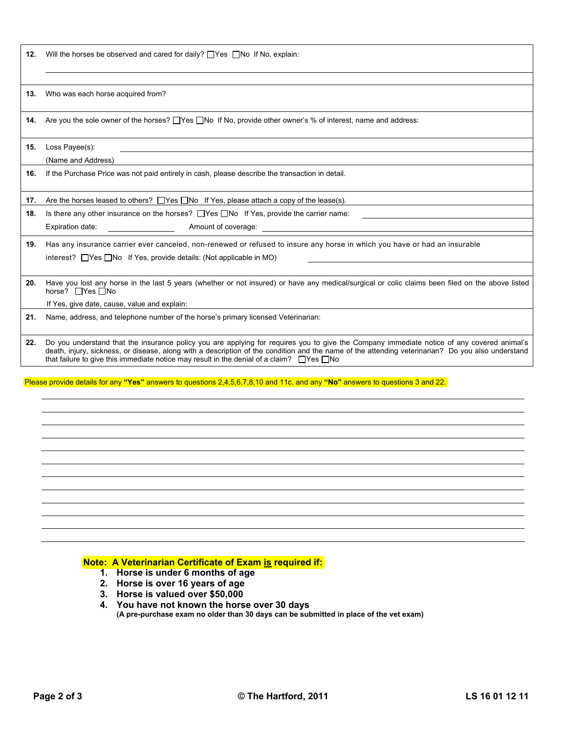**12.** Will the horses be observed and cared for daily? ☐Yes ☐No If No, explain:

______________________________________________________________________

**13.** Who was each horse acquired from?

**14.** Are you the sole owner of the horses? ☐Yes ☐No If No, provide other owner's % of interest, name and address:

**15.** Loss Payee(s): ______________________________________________________________________

(Name and Address) ______________________________________________________________________

**16.** If the Purchase Price was not paid entirely in cash, please describe the transaction in detail.

**17.** Are the horses leased to others? ☐Yes ☐No If Yes, please attach a copy of the lease(s).

**18.** Is there any other insurance on the horses? ☐Yes ☐No If Yes, provide the carrier name: ____________________

Expiration date: ____________ Amount of coverage: ____________________

**19.** Has any insurance carrier ever canceled, non-renewed or refused to insure any horse in which you have or had an insurable interest? ☐Yes ☐No If Yes, provide details: (Not applicable in MO) ____________________

**20.** Have you lost any horse in the last 5 years (whether or not insured) or have any medical/surgical or colic claims been filed on the above listed horse? ☐Yes ☐No

If Yes, give date, cause, value and explain:

**21.** Name, address, and telephone number of the horse's primary licensed Veterinarian:

**22.** Do you understand that the insurance policy you are applying for requires you to give the Company immediate notice of any covered animal's death, injury, sickness, or disease, along with a description of the condition and the name of the attending veterinarian? Do you also understand that failure to give this immediate notice may result in the denial of a claim? ☐Yes ☐No

Please provide details for any **"Yes"** answers to questions 2,4,5,6,7,8,10 and 11c. and any **"No"** answers to questions 3 and 22.

______________________________________________________________________

______________________________________________________________________

______________________________________________________________________

______________________________________________________________________

______________________________________________________________________

______________________________________________________________________

______________________________________________________________________

______________________________________________________________________

______________________________________________________________________

______________________________________________________________________

______________________________________________________________________

**Note: A Veterinarian Certificate of Exam is required if:**

1. **Horse is under 6 months of age**
2. **Horse is over 16 years of age**
3. **Horse is valued over $50,000**
4. **You have not known the horse over 30 days**
   **(A pre-purchase exam no older than 30 days can be submitted in place of the vet exam)**

© The Hartford, 2011 LS 16 01 12 11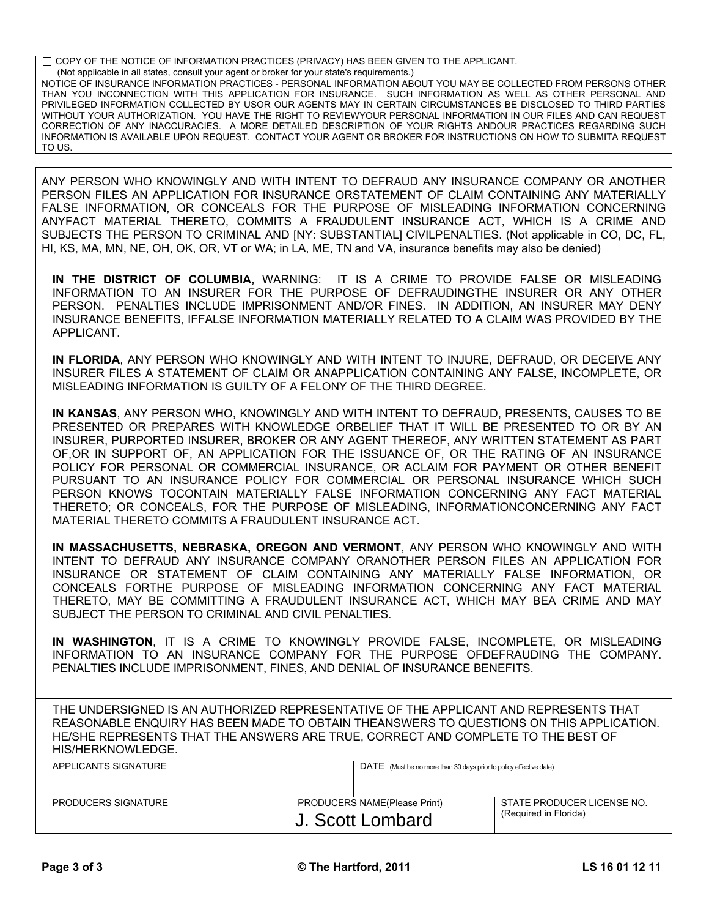☐ COPY OF THE NOTICE OF INFORMATION PRACTICES (PRIVACY) HAS BEEN GIVEN TO THE APPLICANT.
(Not applicable in all states, consult your agent or broker for your state's requirements.)

NOTICE OF INSURANCE INFORMATION PRACTICES - PERSONAL INFORMATION ABOUT YOU MAY BE COLLECTED FROM PERSONS OTHER THAN YOU INCONNECTION WITH THIS APPLICATION FOR INSURANCE. SUCH INFORMATION AS WELL AS OTHER PERSONAL AND PRIVILEGED INFORMATION COLLECTED BY USOR OUR AGENTS MAY IN CERTAIN CIRCUMSTANCES BE DISCLOSED TO THIRD PARTIES WITHOUT YOUR AUTHORIZATION. YOU HAVE THE RIGHT TO REVIEWYOUR PERSONAL INFORMATION IN OUR FILES AND CAN REQUEST CORRECTION OF ANY INACCURACIES. A MORE DETAILED DESCRIPTION OF YOUR RIGHTS ANDOUR PRACTICES REGARDING SUCH INFORMATION IS AVAILABLE UPON REQUEST. CONTACT YOUR AGENT OR BROKER FOR INSTRUCTIONS ON HOW TO SUBMITA REQUEST TO US.

ANY PERSON WHO KNOWINGLY AND WITH INTENT TO DEFRAUD ANY INSURANCE COMPANY OR ANOTHER PERSON FILES AN APPLICATION FOR INSURANCE ORSTATEMENT OF CLAIM CONTAINING ANY MATERIALLY FALSE INFORMATION, OR CONCEALS FOR THE PURPOSE OF MISLEADING INFORMATION CONCERNING ANYFACT MATERIAL THERETO, COMMITS A FRAUDULENT INSURANCE ACT, WHICH IS A CRIME AND SUBJECTS THE PERSON TO CRIMINAL AND [NY: SUBSTANTIAL] CIVILPENALTIES. (Not applicable in CO, DC, FL, HI, KS, MA, MN, NE, OH, OK, OR, VT or WA; in LA, ME, TN and VA, insurance benefits may also be denied)

**IN THE DISTRICT OF COLUMBIA,** WARNING: IT IS A CRIME TO PROVIDE FALSE OR MISLEADING INFORMATION TO AN INSURER FOR THE PURPOSE OF DEFRAUDINGTHE INSURER OR ANY OTHER PERSON. PENALTIES INCLUDE IMPRISONMENT AND/OR FINES. IN ADDITION, AN INSURER MAY DENY INSURANCE BENEFITS, IFFALSE INFORMATION MATERIALLY RELATED TO A CLAIM WAS PROVIDED BY THE APPLICANT.

**IN FLORIDA**, ANY PERSON WHO KNOWINGLY AND WITH INTENT TO INJURE, DEFRAUD, OR DECEIVE ANY INSURER FILES A STATEMENT OF CLAIM OR ANAPPLICATION CONTAINING ANY FALSE, INCOMPLETE, OR MISLEADING INFORMATION IS GUILTY OF A FELONY OF THE THIRD DEGREE.

**IN KANSAS**, ANY PERSON WHO, KNOWINGLY AND WITH INTENT TO DEFRAUD, PRESENTS, CAUSES TO BE PRESENTED OR PREPARES WITH KNOWLEDGE ORBELIEF THAT IT WILL BE PRESENTED TO OR BY AN INSURER, PURPORTED INSURER, BROKER OR ANY AGENT THEREOF, ANY WRITTEN STATEMENT AS PART OF,OR IN SUPPORT OF, AN APPLICATION FOR THE ISSUANCE OF, OR THE RATING OF AN INSURANCE POLICY FOR PERSONAL OR COMMERCIAL INSURANCE, OR ACLAIM FOR PAYMENT OR OTHER BENEFIT PURSUANT TO AN INSURANCE POLICY FOR COMMERCIAL OR PERSONAL INSURANCE WHICH SUCH PERSON KNOWS TOCONTAIN MATERIALLY FALSE INFORMATION CONCERNING ANY FACT MATERIAL THERETO; OR CONCEALS, FOR THE PURPOSE OF MISLEADING, INFORMATIONCONCERNING ANY FACT MATERIAL THERETO COMMITS A FRAUDULENT INSURANCE ACT.

**IN MASSACHUSETTS, NEBRASKA, OREGON AND VERMONT**, ANY PERSON WHO KNOWINGLY AND WITH INTENT TO DEFRAUD ANY INSURANCE COMPANY ORANOTHER PERSON FILES AN APPLICATION FOR INSURANCE OR STATEMENT OF CLAIM CONTAINING ANY MATERIALLY FALSE INFORMATION, OR CONCEALS FORTHE PURPOSE OF MISLEADING INFORMATION CONCERNING ANY FACT MATERIAL THERETO, MAY BE COMMITTING A FRAUDULENT INSURANCE ACT, WHICH MAY BEA CRIME AND MAY SUBJECT THE PERSON TO CRIMINAL AND CIVIL PENALTIES.

**IN WASHINGTON**, IT IS A CRIME TO KNOWINGLY PROVIDE FALSE, INCOMPLETE, OR MISLEADING INFORMATION TO AN INSURANCE COMPANY FOR THE PURPOSE OFDEFRAUDING THE COMPANY. PENALTIES INCLUDE IMPRISONMENT, FINES, AND DENIAL OF INSURANCE BENEFITS.

THE UNDERSIGNED IS AN AUTHORIZED REPRESENTATIVE OF THE APPLICANT AND REPRESENTS THAT REASONABLE ENQUIRY HAS BEEN MADE TO OBTAIN THEANSWERS TO QUESTIONS ON THIS APPLICATION. HE/SHE REPRESENTS THAT THE ANSWERS ARE TRUE, CORRECT AND COMPLETE TO THE BEST OF HIS/HERKNOWLEDGE.

| | | |
|---|---|---|
| APPLICANTS SIGNATURE | DATE (Must be no more than 30 days prior to policy effective date) | |
| PRODUCERS SIGNATURE | PRODUCERS NAME(Please Print) J. Scott Lombard | STATE PRODUCER LICENSE NO. (Required in Florida) |

© The Hartford, 2011 LS 16 01 12 11